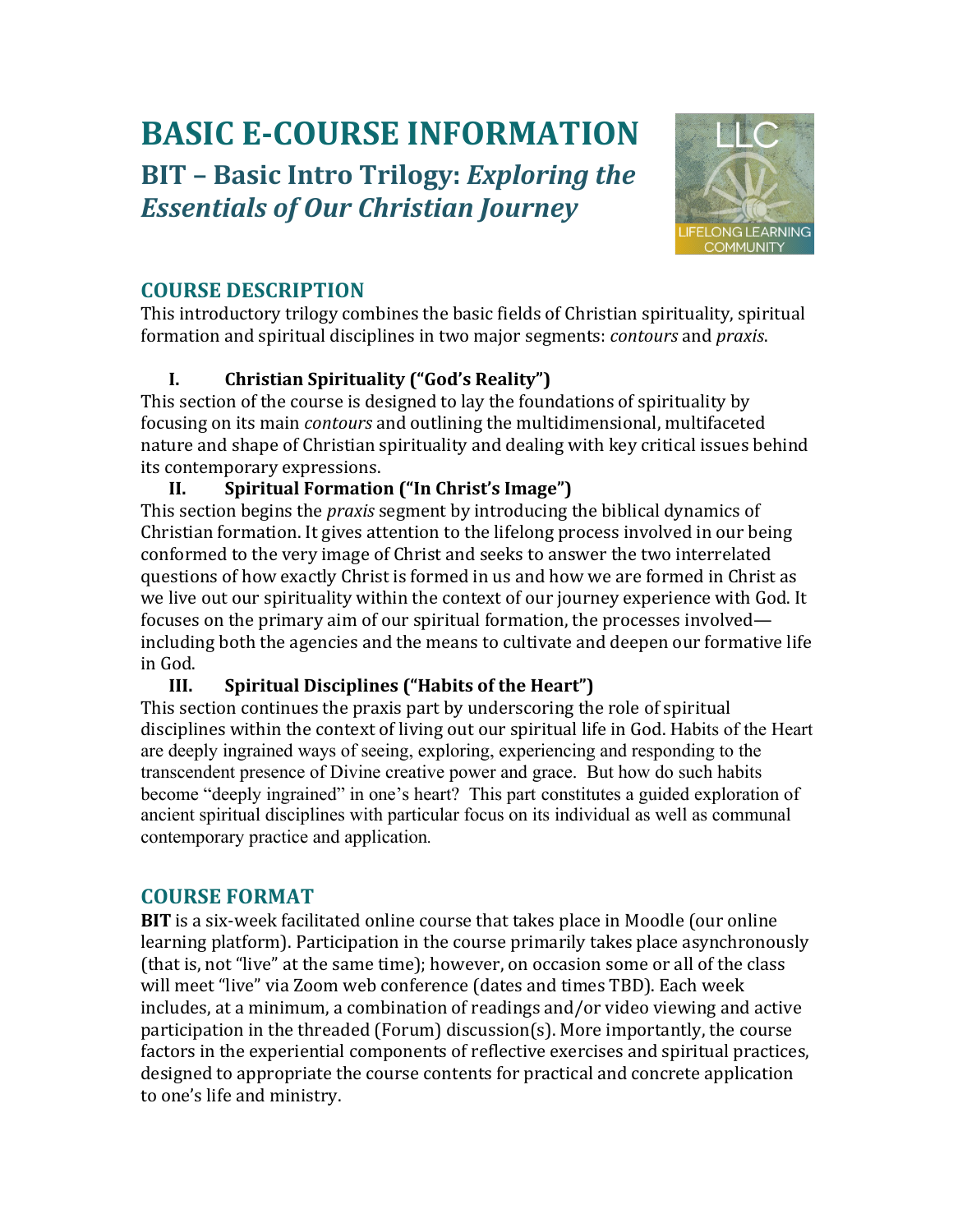# BASIC E-COURSE INFORMATION

## BIT – Basic Intro Trilogy: *Exploring the Essentials of Our Christian Journey*

## COURSE DESCRIPTION

This introductory trilogy combines the basic fields of Christian spirituality, spiritual formation and spiritual disciplines in two major segments: *contours* and *praxis*.

### I. Christian Spirituality ("God's Reality")

This section of the course is designed to lay the foundations of spirituality by focusing on its main *contours* and outlining the multidimensional, multifaceted nature and shape of Christian spirituality and dealing with key critical issues behind its contemporary expressions.

### II. Spiritual Formation ("In Christ's Image")

This section begins the *praxis* segment by introducing the biblical dynamics of Christian formation. It gives attention to the lifelong process involved in our being conformed to the very image of Christ and seeks to answer the two interrelated questions of how exactly Christ is formed in us and how we are formed in Christ as we live out our spirituality within the context of our journey experience with God. It focuses on the primary aim of our spiritual formation, the processes involved—including both the agencies and the means to cultivate and deepen our formative life in God.

### III. Spiritual Disciplines ("Habits of the Heart")

This section continues the praxis part by underscoring the role of spiritual disciplines within the context of living out our spiritual life in God. Habits of the Heart are deeply ingrained ways of seeing, exploring, experiencing and responding to the transcendent presence of Divine creative power and grace. But how do such habits become "deeply ingrained" in one's heart? This part constitutes a guided exploration of ancient spiritual disciplines with particular focus on its individual as well as communal contemporary practice and application.

## COURSE FORMAT

**BIT** is a six-week facilitated online course that takes place in Moodle (our online learning platform). Participation in the course primarily takes place asynchronously (that is, not "live" at the same time); however, on occasion some or all of the class will meet "live" via Zoom web conference (dates and times TBD). Each week includes, at a minimum, a combination of readings and/or video viewing and active participation in the threaded (Forum) discussion(s). More importantly, the course factors in the experiential components of reflective exercises and spiritual practices, designed to appropriate the course contents for practical and concrete application to one's life and ministry.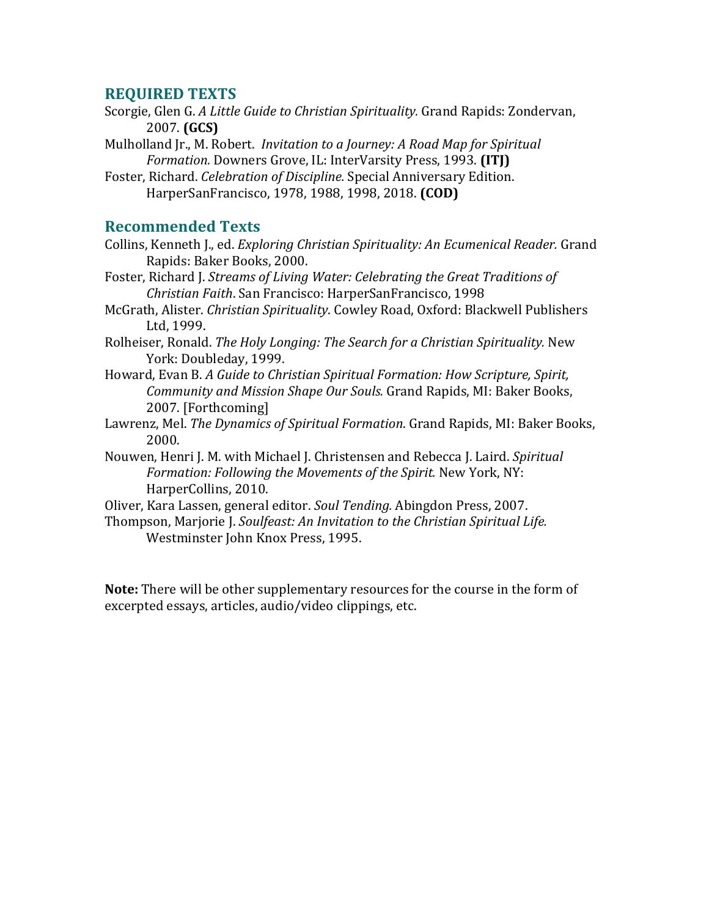## REQUIRED TEXTS

Scorgie, Glen G. *A Little Guide to Christian Spirituality.* Grand Rapids: Zondervan, 2007. **(GCS)**

Mulholland Jr., M. Robert. *Invitation to a Journey: A Road Map for Spiritual Formation.* Downers Grove, IL: InterVarsity Press, 1993. **(ITJ)**

Foster, Richard. *Celebration of Discipline.* Special Anniversary Edition. HarperSanFrancisco, 1978, 1988, 1998, 2018. **(COD)**

## Recommended Texts

Collins, Kenneth J., ed. *Exploring Christian Spirituality: An Ecumenical Reader.* Grand Rapids: Baker Books, 2000.

Foster, Richard J. *Streams of Living Water: Celebrating the Great Traditions of Christian Faith*. San Francisco: HarperSanFrancisco, 1998

McGrath, Alister. *Christian Spirituality*. Cowley Road, Oxford: Blackwell Publishers Ltd, 1999.

Rolheiser, Ronald. *The Holy Longing: The Search for a Christian Spirituality.* New York: Doubleday, 1999.

Howard, Evan B. *A Guide to Christian Spiritual Formation: How Scripture, Spirit, Community and Mission Shape Our Souls.* Grand Rapids, MI: Baker Books, 2007. [Forthcoming]

Lawrenz, Mel. *The Dynamics of Spiritual Formation*. Grand Rapids, MI: Baker Books, 2000.

Nouwen, Henri J. M. with Michael J. Christensen and Rebecca J. Laird. *Spiritual Formation: Following the Movements of the Spirit.* New York, NY: HarperCollins, 2010.

Oliver, Kara Lassen, general editor. *Soul Tending.* Abingdon Press, 2007.

Thompson, Marjorie J. *Soulfeast: An Invitation to the Christian Spiritual Life.* Westminster John Knox Press, 1995.

**Note:** There will be other supplementary resources for the course in the form of excerpted essays, articles, audio/video clippings, etc.